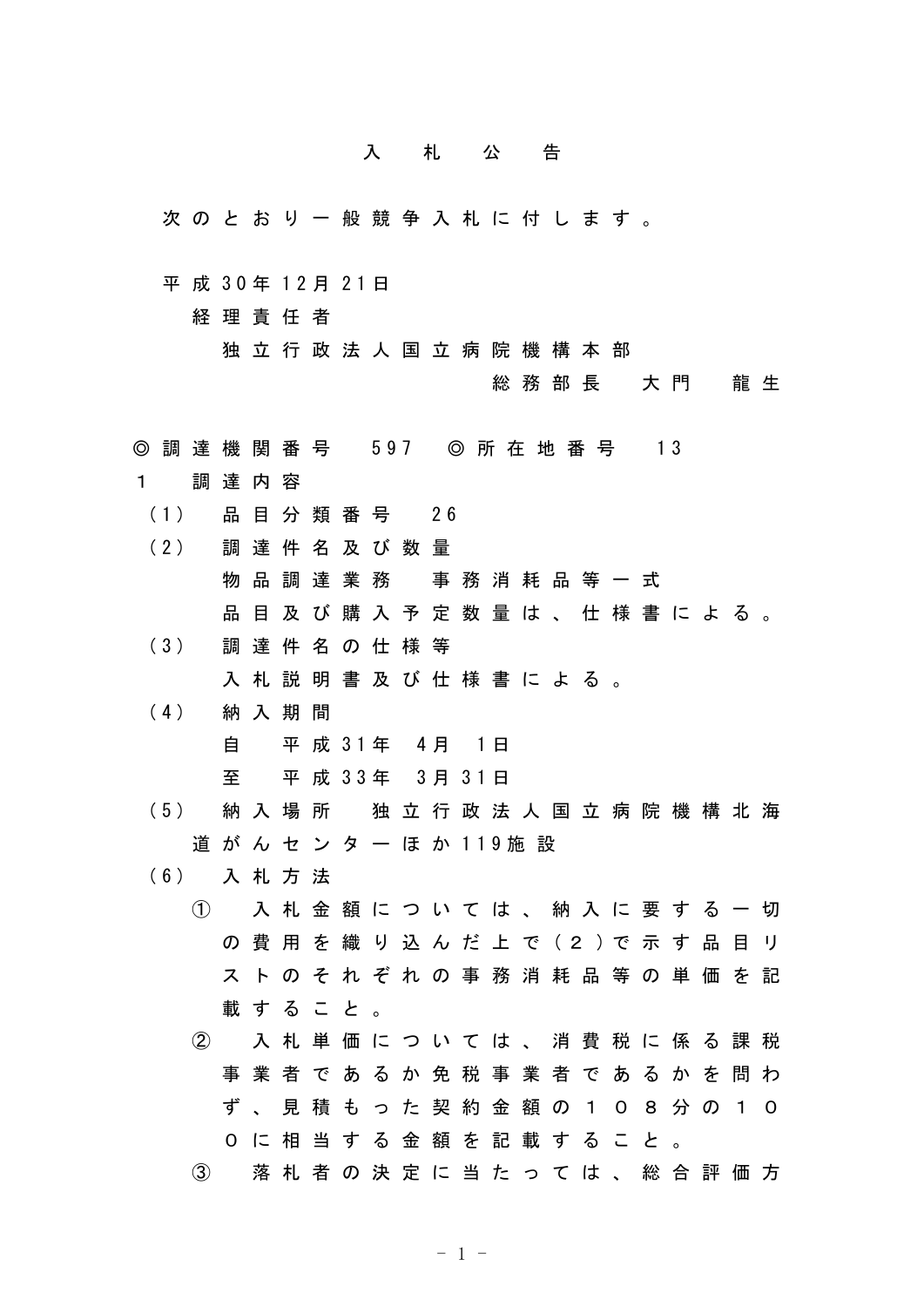# 入　札　公　告

次のとおり一般競争入札に付します。

平成30年12月21日
経理責任者
独立行政法人国立病院機構本部
総務部長　大門　龍生

◎調達機関番号　597　◎所在地番号　13

1　調達内容

（1）　品目分類番号　26

（2）　調達件名及び数量
物品調達業務　事務消耗品等一式
品目及び購入予定数量は、仕様書による。

（3）　調達件名の仕様等
入札説明書及び仕様書による。

（4）　納入期間
自　平成31年　4月　1日
至　平成33年　3月31日

（5）　納入場所　独立行政法人国立病院機構北海道がんセンターほか119施設

（6）　入札方法

①　入札金額については、納入に要する一切の費用を織り込んだ上で（２）で示す品目リストのそれぞれの事務消耗品等の単価を記載すること。

②　入札単価については、消費税に係る課税事業者であるか免税事業者であるかを問わず、見積もった契約金額の１０８分の１００に相当する金額を記載すること。

③　落札者の決定に当たっては、総合評価方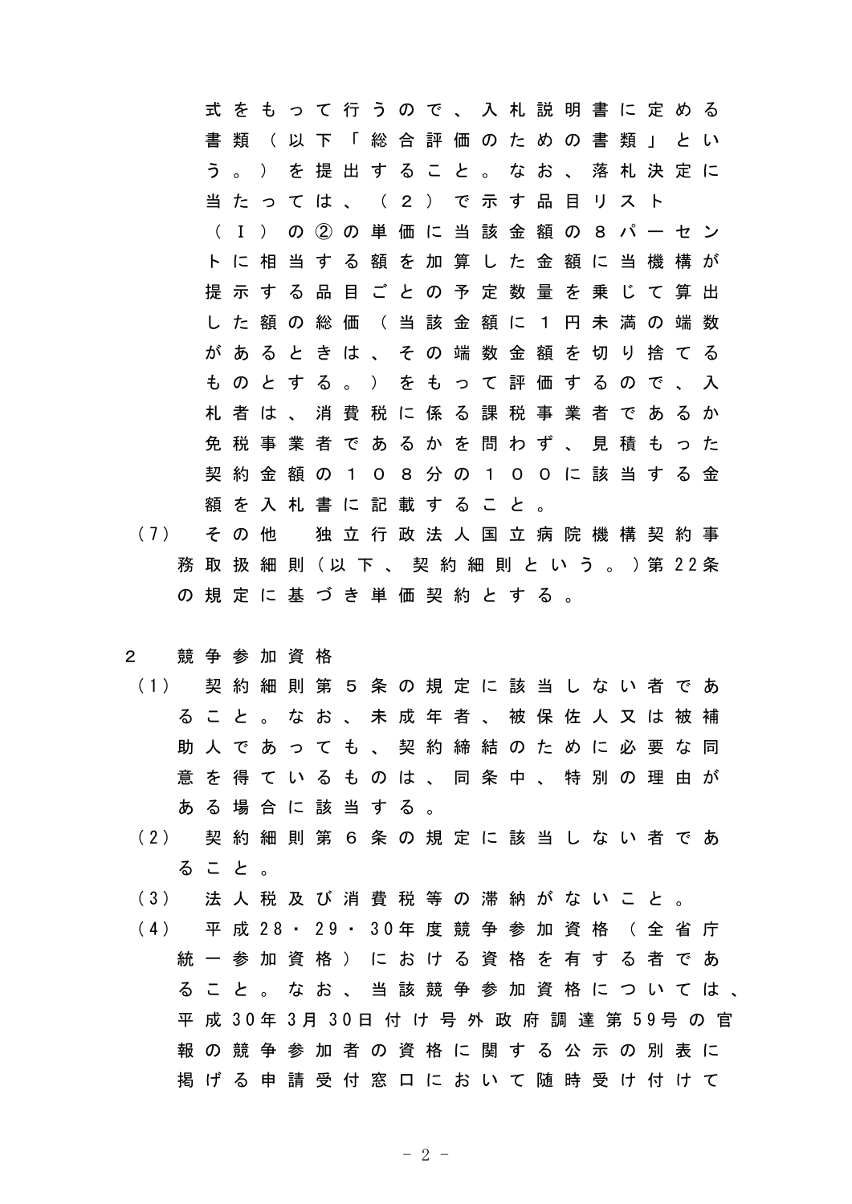式をもって行うので、入札説明書に定める書類（以下「総合評価のための書類」という。）を提出すること。なお、落札決定に当たっては、（２）で示す品目リスト（Ｉ）の②の単価に当該金額の８パーセントに相当する額を加算した金額に当機構が提示する品目ごとの予定数量を乗じて算出した額の総価（当該金額に１円未満の端数があるときは、その端数金額を切り捨てるものとする。）をもって評価するので、入札者は、消費税に係る課税事業者であるか免税事業者であるかを問わず、見積もった契約金額の１０８分の１００に該当する金額を入札書に記載すること。

（7）　その他　独立行政法人国立病院機構契約事務取扱細則（以下、契約細則という。）第22条の規定に基づき単価契約とする。

2　競争参加資格

（1）　契約細則第５条の規定に該当しない者であること。なお、未成年者、被保佐人又は被補助人であっても、契約締結のために必要な同意を得ているものは、同条中、特別の理由がある場合に該当する。

（2）　契約細則第６条の規定に該当しない者であること。

（3）　法人税及び消費税等の滞納がないこと。

（4）　平成28・29・30年度競争参加資格（全省庁統一参加資格）における資格を有する者であること。なお、当該競争参加資格については、平成30年3月30日付け号外政府調達第59号の官報の競争参加者の資格に関する公示の別表に掲げる申請受付窓口において随時受け付けて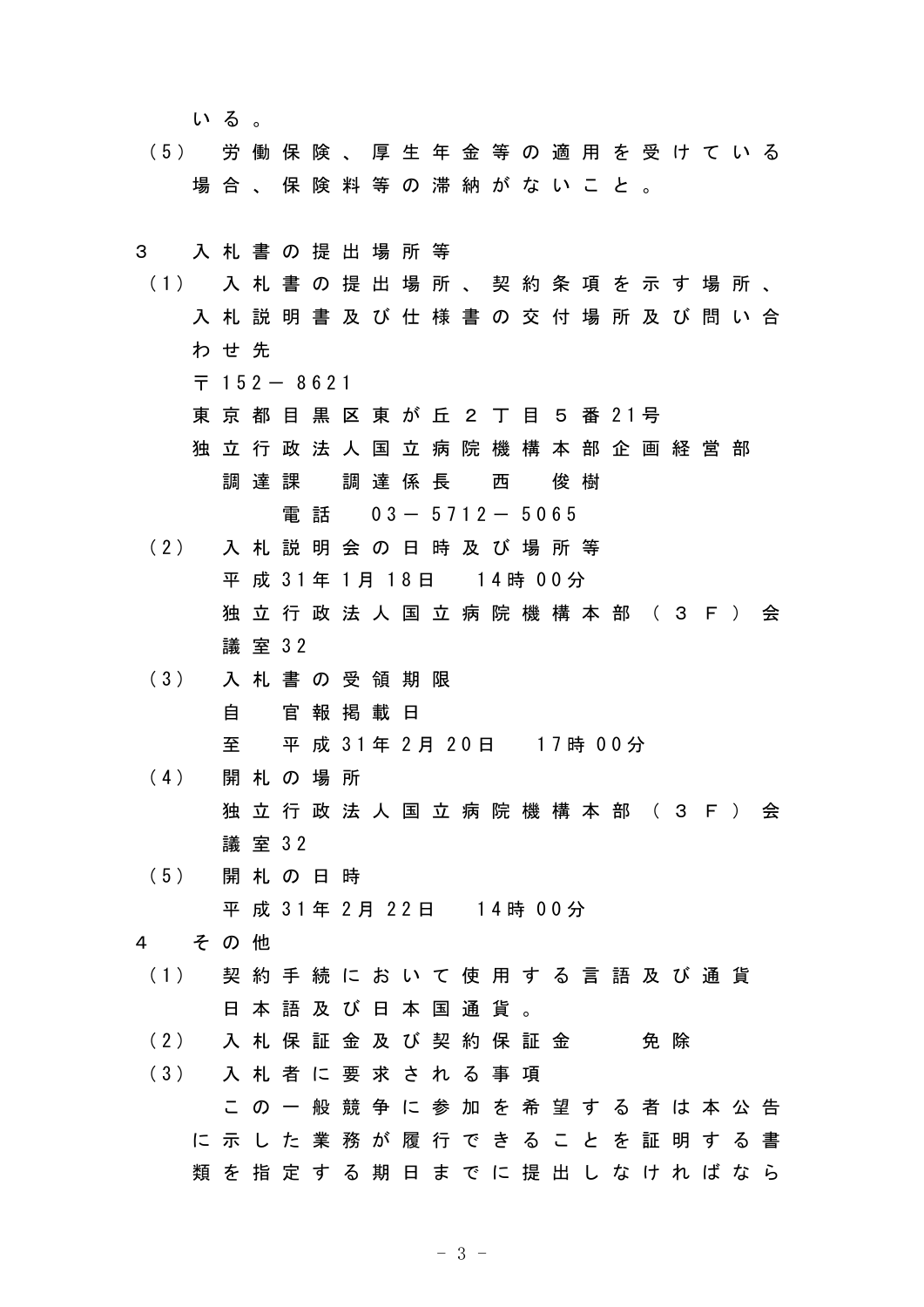いる。

（5）　労働保険、厚生年金等の適用を受けている場合、保険料等の滞納がないこと。

３　入札書の提出場所等

（1）　入札書の提出場所、契約条項を示す場所、入札説明書及び仕様書の交付場所及び問い合わせ先

〒152－8621
東京都目黒区東が丘２丁目５番21号
独立行政法人国立病院機構本部企画経営部
　調達課　調達係長　西　俊樹
　　電話　03－5712－5065

（2）　入札説明会の日時及び場所等
平成31年1月18日　14時00分
独立行政法人国立病院機構本部（３Ｆ）会議室32

（3）　入札書の受領期限
自　官報掲載日
至　平成31年2月20日　17時00分

（4）　開札の場所
独立行政法人国立病院機構本部（３Ｆ）会議室32

（5）　開札の日時
平成31年2月22日　14時00分

４　その他

（1）　契約手続において使用する言語及び通貨
日本語及び日本国通貨。

（2）　入札保証金及び契約保証金　　免除

（3）　入札者に要求される事項
この一般競争に参加を希望する者は本公告に示した業務が履行できることを証明する書類を指定する期日までに提出しなければなら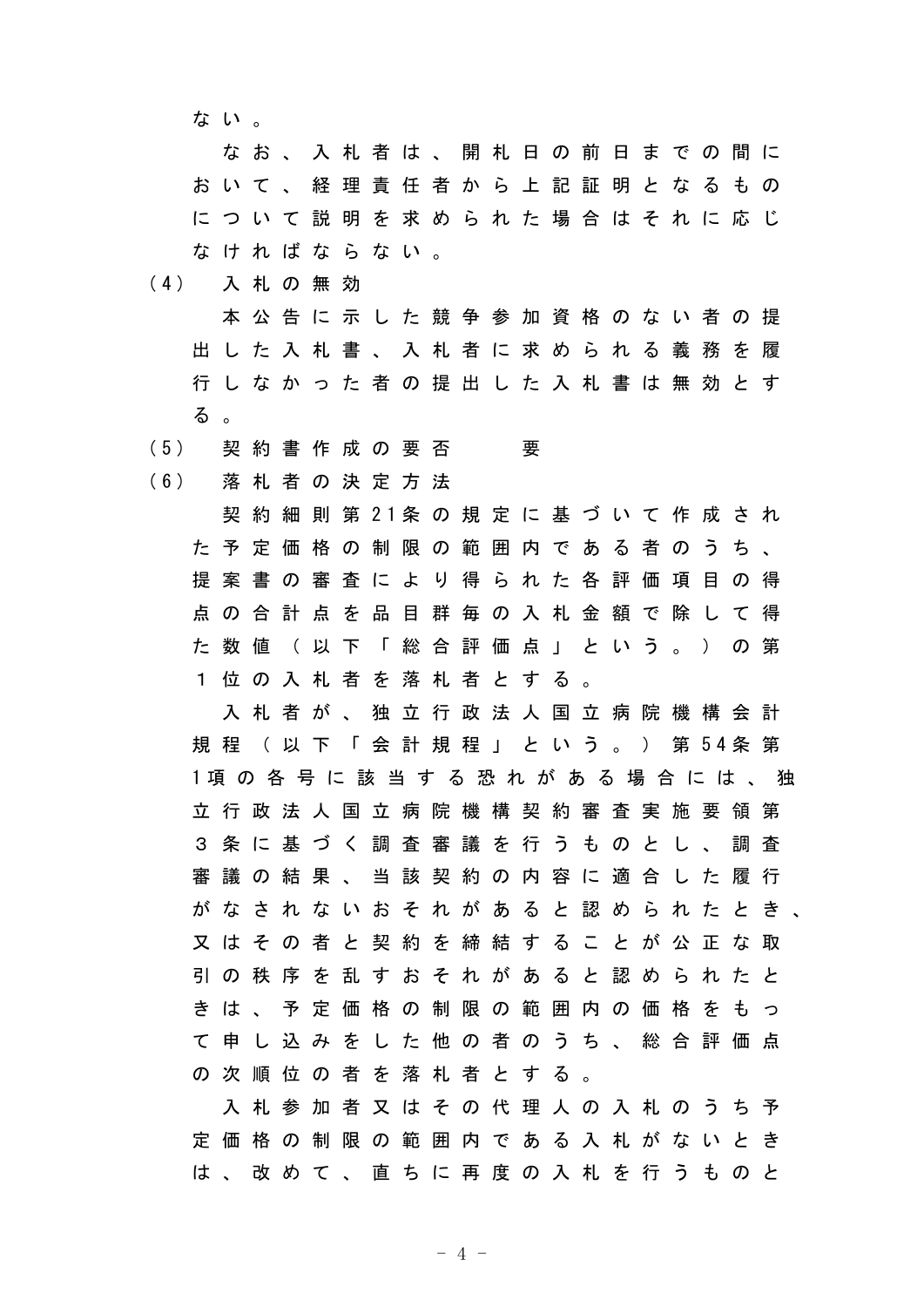ない。

なお、入札者は、開札日の前日までの間において、経理責任者から上記証明となるものについて説明を求められた場合はそれに応じなければならない。

(4) 入札の無効

本公告に示した競争参加資格のない者の提出した入札書、入札者に求められる義務を履行しなかった者の提出した入札書は無効とする。

(5) 契約書作成の要否　　要

(6) 落札者の決定方法

契約細則第21条の規定に基づいて作成された予定価格の制限の範囲内である者のうち、提案書の審査により得られた各評価項目の得点の合計点を品目群毎の入札金額で除して得た数値（以下「総合評価点」という。）の第1位の入札者を落札者とする。

入札者が、独立行政法人国立病院機構会計規程（以下「会計規程」という。）第54条第1項の各号に該当する恐れがある場合には、独立行政法人国立病院機構契約審査実施要領第3条に基づく調査審議を行うものとし、調査審議の結果、当該契約の内容に適合した履行がなされないおそれがあると認められたとき、又はその者と契約を締結することが公正な取引の秩序を乱すおそれがあると認められたときは、予定価格の制限の範囲内の価格をもって申し込みをした他の者のうち、総合評価点の次順位の者を落札者とする。

入札参加者又はその代理人の入札のうち予定価格の制限の範囲内である入札がないときは、改めて、直ちに再度の入札を行うものと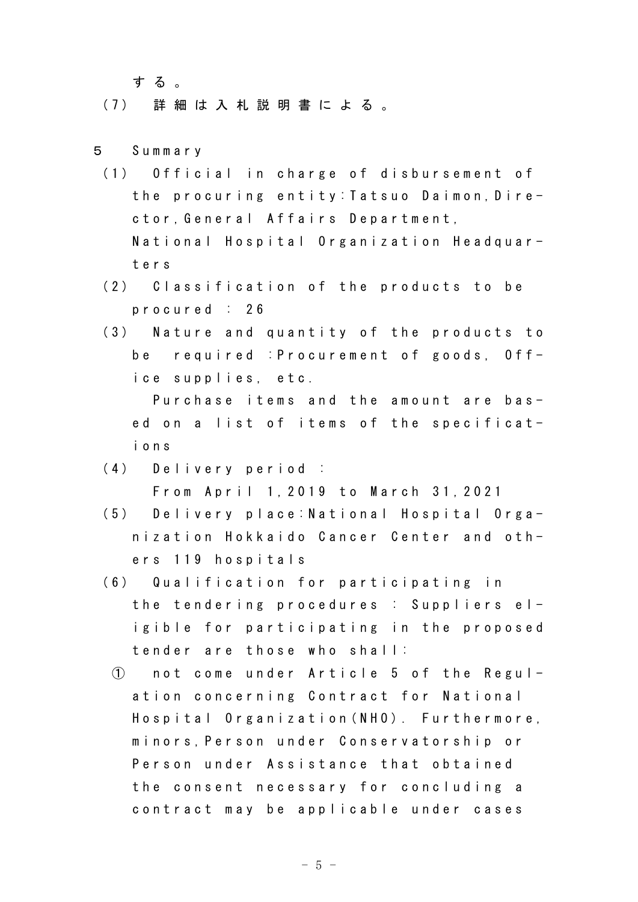する。

（7） 詳細は入札説明書による。

5 Summary

（1） Official in charge of disbursement of the procuring entity:Tatsuo Daimon,Director,General Affairs Department, National Hospital Organization Headquarters

（2） Classification of the products to be procured : 26

（3） Nature and quantity of the products to be required :Procurement of goods, Office supplies, etc.

Purchase items and the amount are based on a list of items of the specifications

（4） Delivery period :
From April 1,2019 to March 31,2021

（5） Delivery place:National Hospital Organization Hokkaido Cancer Center and others 119 hospitals

（6） Qualification for participating in the tendering procedures : Suppliers eligible for participating in the proposed tender are those who shall:

① not come under Article 5 of the Regulation concerning Contract for National Hospital Organization(NHO). Furthermore, minors,Person under Conservatorship or Person under Assistance that obtained the consent necessary for concluding a contract may be applicable under cases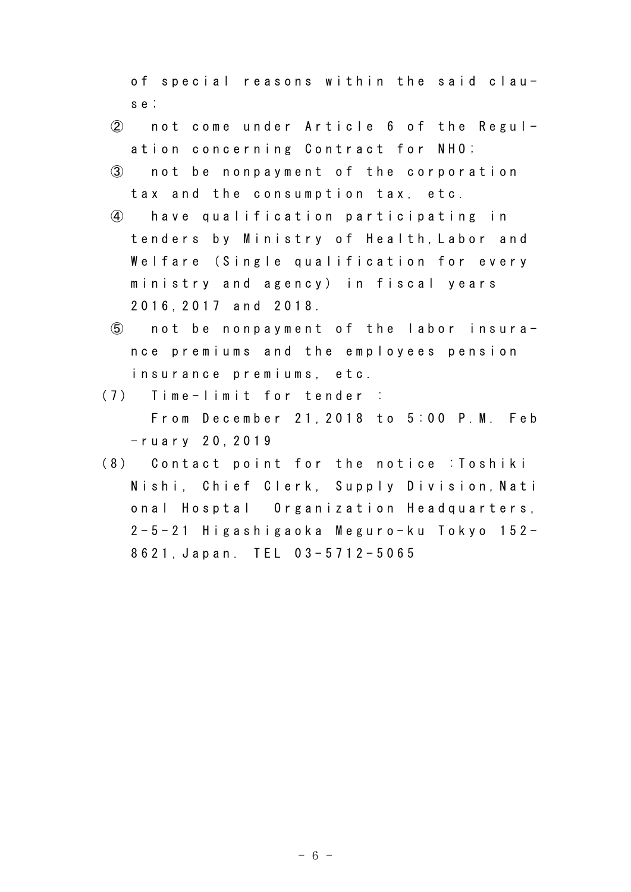of special reasons within the said clause;

② not come under Article 6 of the Regulation concerning Contract for NHO;

③ not be nonpayment of the corporation tax and the consumption tax, etc.

④ have qualification participating in tenders by Ministry of Health,Labor and Welfare (Single qualification for every ministry and agency) in fiscal years 2016,2017 and 2018.

⑤ not be nonpayment of the labor insurance premiums and the employees pension insurance premiums, etc.

(7) Time-limit for tender :
From December 21,2018 to 5:00 P.M. February 20,2019

(8) Contact point for the notice :Toshiki Nishi, Chief Clerk, Supply Division,National Hosptal Organization Headquarters, 2-5-21 Higashigaoka Meguro-ku Tokyo 152-8621,Japan. TEL 03-5712-5065